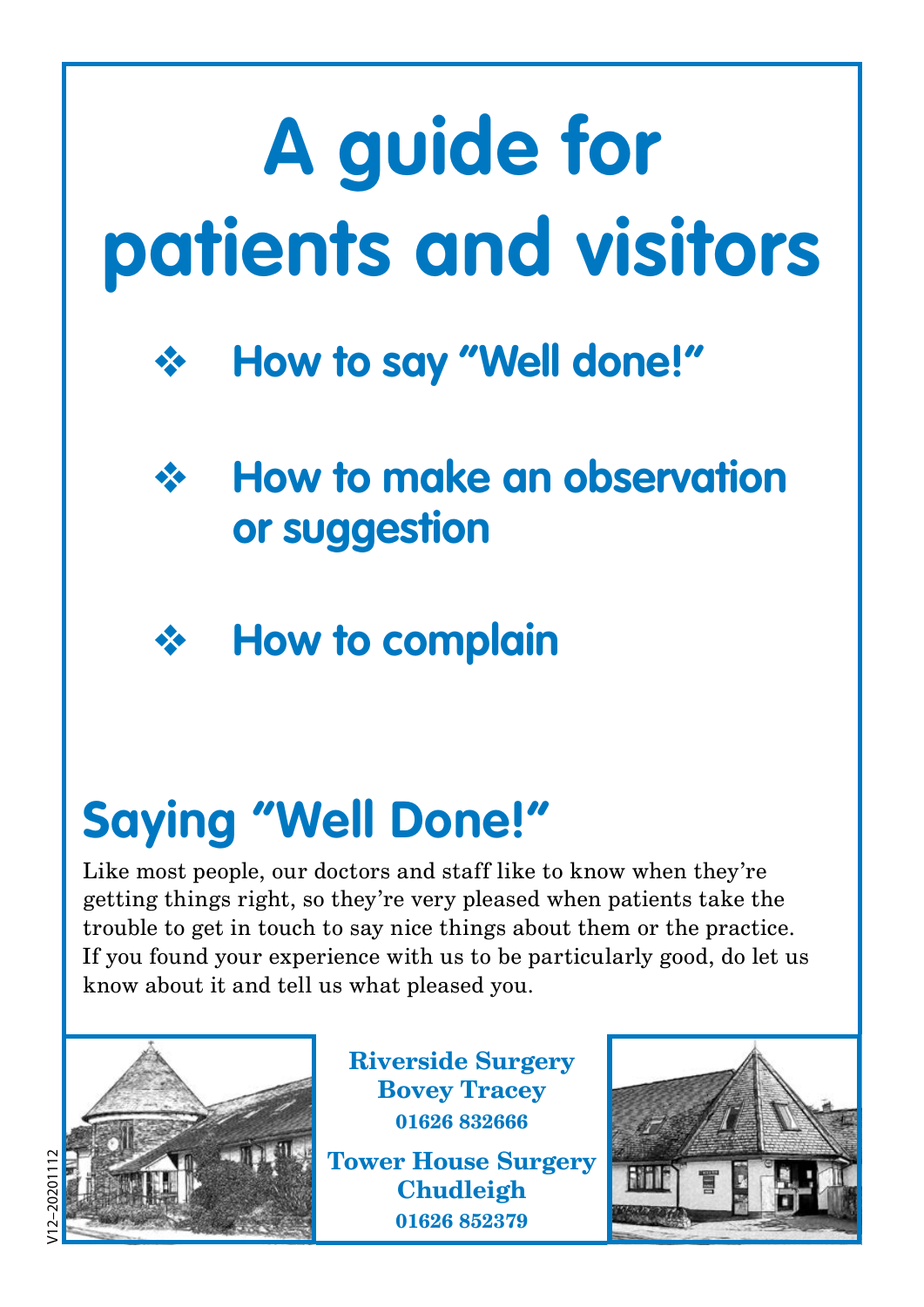# A guide for patients and visitors

- How to say "Well done!"
- How to make an observation or suggestion
- How to complain

## Saying "Well Done!"

Like most people, our doctors and staff like to know when they're getting things right, so they're very pleased when patients take the trouble to get in touch to say nice things about them or the practice. If you found your experience with us to be particularly good, do let us know about it and tell us what pleased you.

**Riverside Surgery**
**Bovey Tracey**
**01626 832666**

**Tower House Surgery**
**Chudleigh**
**01626 852379**

V12–20201112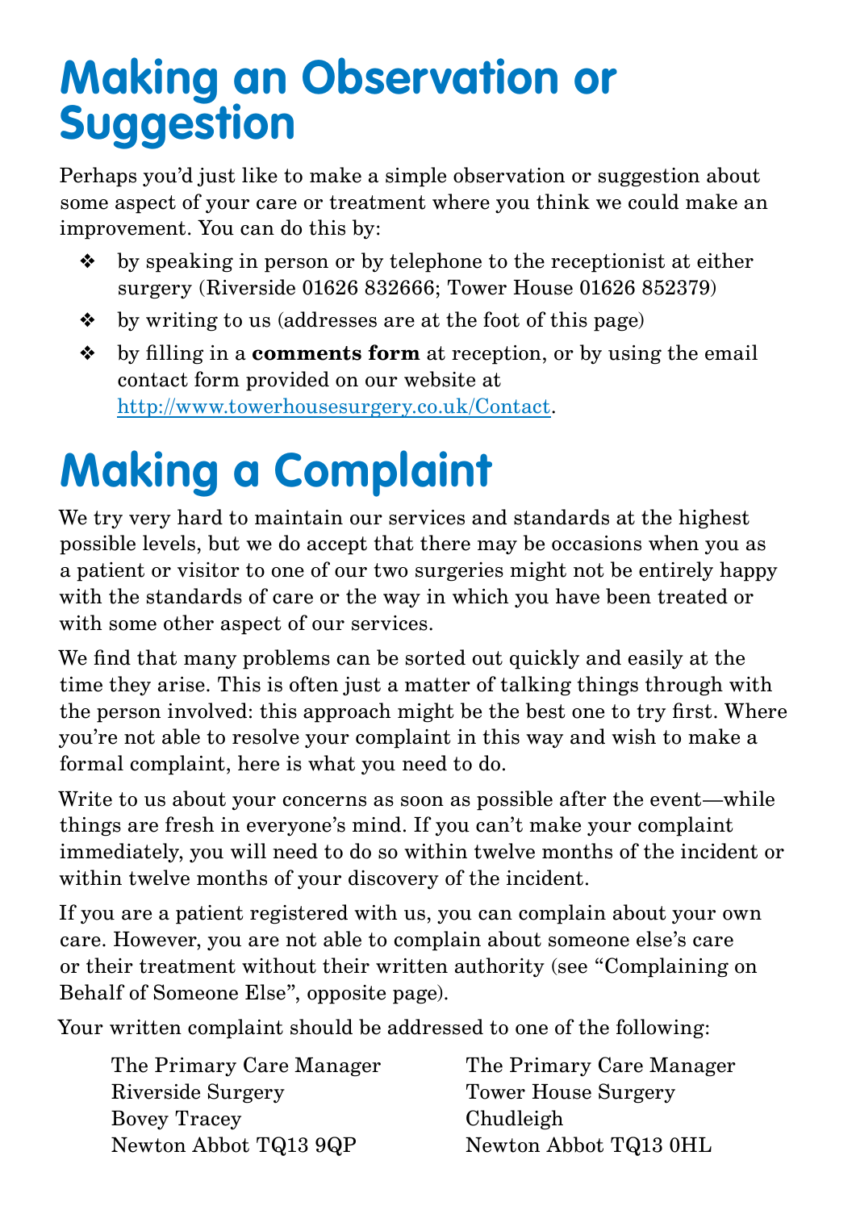# Making an Observation or Suggestion

Perhaps you'd just like to make a simple observation or suggestion about some aspect of your care or treatment where you think we could make an improvement. You can do this by:

- by speaking in person or by telephone to the receptionist at either surgery (Riverside 01626 832666; Tower House 01626 852379)
- by writing to us (addresses are at the foot of this page)
- by filling in a **comments form** at reception, or by using the email contact form provided on our website at http://www.towerhousesurgery.co.uk/Contact.

# Making a Complaint

We try very hard to maintain our services and standards at the highest possible levels, but we do accept that there may be occasions when you as a patient or visitor to one of our two surgeries might not be entirely happy with the standards of care or the way in which you have been treated or with some other aspect of our services.

We find that many problems can be sorted out quickly and easily at the time they arise. This is often just a matter of talking things through with the person involved: this approach might be the best one to try first. Where you're not able to resolve your complaint in this way and wish to make a formal complaint, here is what you need to do.

Write to us about your concerns as soon as possible after the event—while things are fresh in everyone's mind. If you can't make your complaint immediately, you will need to do so within twelve months of the incident or within twelve months of your discovery of the incident.

If you are a patient registered with us, you can complain about your own care. However, you are not able to complain about someone else's care or their treatment without their written authority (see "Complaining on Behalf of Someone Else", opposite page).

Your written complaint should be addressed to one of the following:

The Primary Care Manager
Riverside Surgery
Bovey Tracey
Newton Abbot TQ13 9QP

The Primary Care Manager
Tower House Surgery
Chudleigh
Newton Abbot TQ13 0HL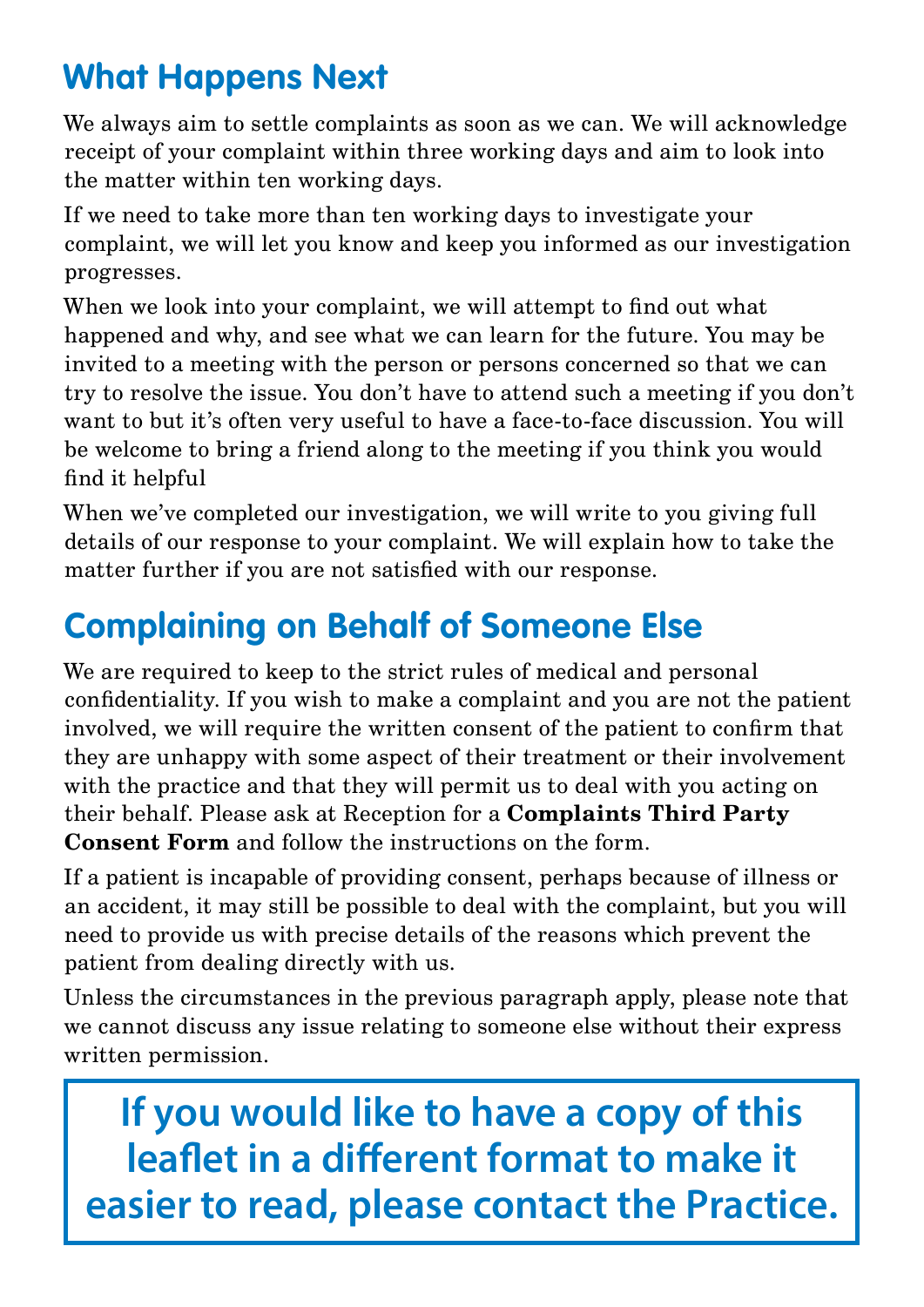## What Happens Next

We always aim to settle complaints as soon as we can. We will acknowledge receipt of your complaint within three working days and aim to look into the matter within ten working days.

If we need to take more than ten working days to investigate your complaint, we will let you know and keep you informed as our investigation progresses.

When we look into your complaint, we will attempt to find out what happened and why, and see what we can learn for the future. You may be invited to a meeting with the person or persons concerned so that we can try to resolve the issue. You don't have to attend such a meeting if you don't want to but it's often very useful to have a face-to-face discussion. You will be welcome to bring a friend along to the meeting if you think you would find it helpful

When we've completed our investigation, we will write to you giving full details of our response to your complaint. We will explain how to take the matter further if you are not satisfied with our response.

## Complaining on Behalf of Someone Else

We are required to keep to the strict rules of medical and personal confidentiality. If you wish to make a complaint and you are not the patient involved, we will require the written consent of the patient to confirm that they are unhappy with some aspect of their treatment or their involvement with the practice and that they will permit us to deal with you acting on their behalf. Please ask at Reception for a **Complaints Third Party Consent Form** and follow the instructions on the form.

If a patient is incapable of providing consent, perhaps because of illness or an accident, it may still be possible to deal with the complaint, but you will need to provide us with precise details of the reasons which prevent the patient from dealing directly with us.

Unless the circumstances in the previous paragraph apply, please note that we cannot discuss any issue relating to someone else without their express written permission.

**If you would like to have a copy of this leaflet in a different format to make it easier to read, please contact the Practice.**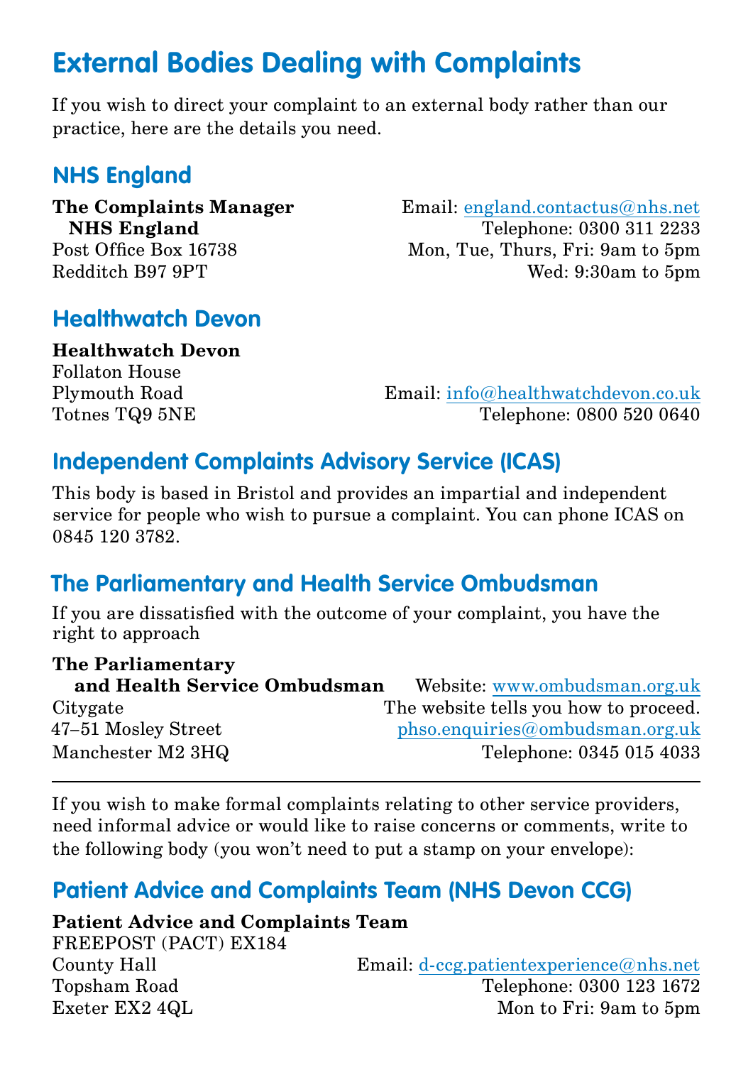# External Bodies Dealing with Complaints

If you wish to direct your complaint to an external body rather than our practice, here are the details you need.

## NHS England

**The Complaints Manager**
**NHS England**
Post Office Box 16738
Redditch B97 9PT

Email: england.contactus@nhs.net
Telephone: 0300 311 2233
Mon, Tue, Thurs, Fri: 9am to 5pm
Wed: 9:30am to 5pm

## Healthwatch Devon

**Healthwatch Devon**
Follaton House
Plymouth Road
Totnes TQ9 5NE

Email: info@healthwatchdevon.co.uk
Telephone: 0800 520 0640

## Independent Complaints Advisory Service (ICAS)

This body is based in Bristol and provides an impartial and independent service for people who wish to pursue a complaint. You can phone ICAS on 0845 120 3782.

## The Parliamentary and Health Service Ombudsman

If you are dissatisfied with the outcome of your complaint, you have the right to approach

**The Parliamentary and Health Service Ombudsman**
Citygate
47–51 Mosley Street
Manchester M2 3HQ

Website: www.ombudsman.org.uk
The website tells you how to proceed.
phso.enquiries@ombudsman.org.uk
Telephone: 0345 015 4033

---

If you wish to make formal complaints relating to other service providers, need informal advice or would like to raise concerns or comments, write to the following body (you won't need to put a stamp on your envelope):

## Patient Advice and Complaints Team (NHS Devon CCG)

**Patient Advice and Complaints Team**
FREEPOST (PACT) EX184
County Hall
Topsham Road
Exeter EX2 4QL

Email: d-ccg.patientexperience@nhs.net
Telephone: 0300 123 1672
Mon to Fri: 9am to 5pm